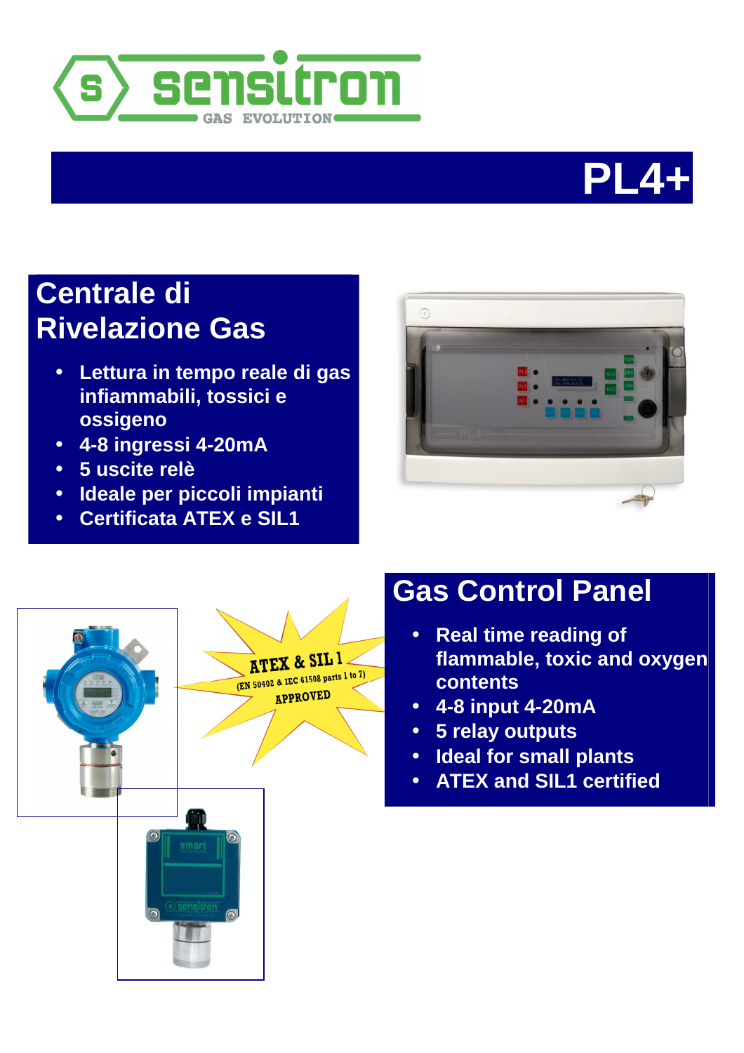# PL4+

## Centrale di Rivelazione Gas

- Lettura in tempo reale di gas infiammabili, tossici e ossigeno
- 4-8 ingressi 4-20mA
- 5 uscite relè
- Ideale per piccoli impianti
- Certificata ATEX e SIL1

ATEX & SIL 1
(EN 50402 & IEC 61508 parts 1 to 7)
APPROVED

## Gas Control Panel

- Real time reading of flammable, toxic and oxygen contents
- 4-8 input 4-20mA
- 5 relay outputs
- Ideal for small plants
- ATEX and SIL1 certified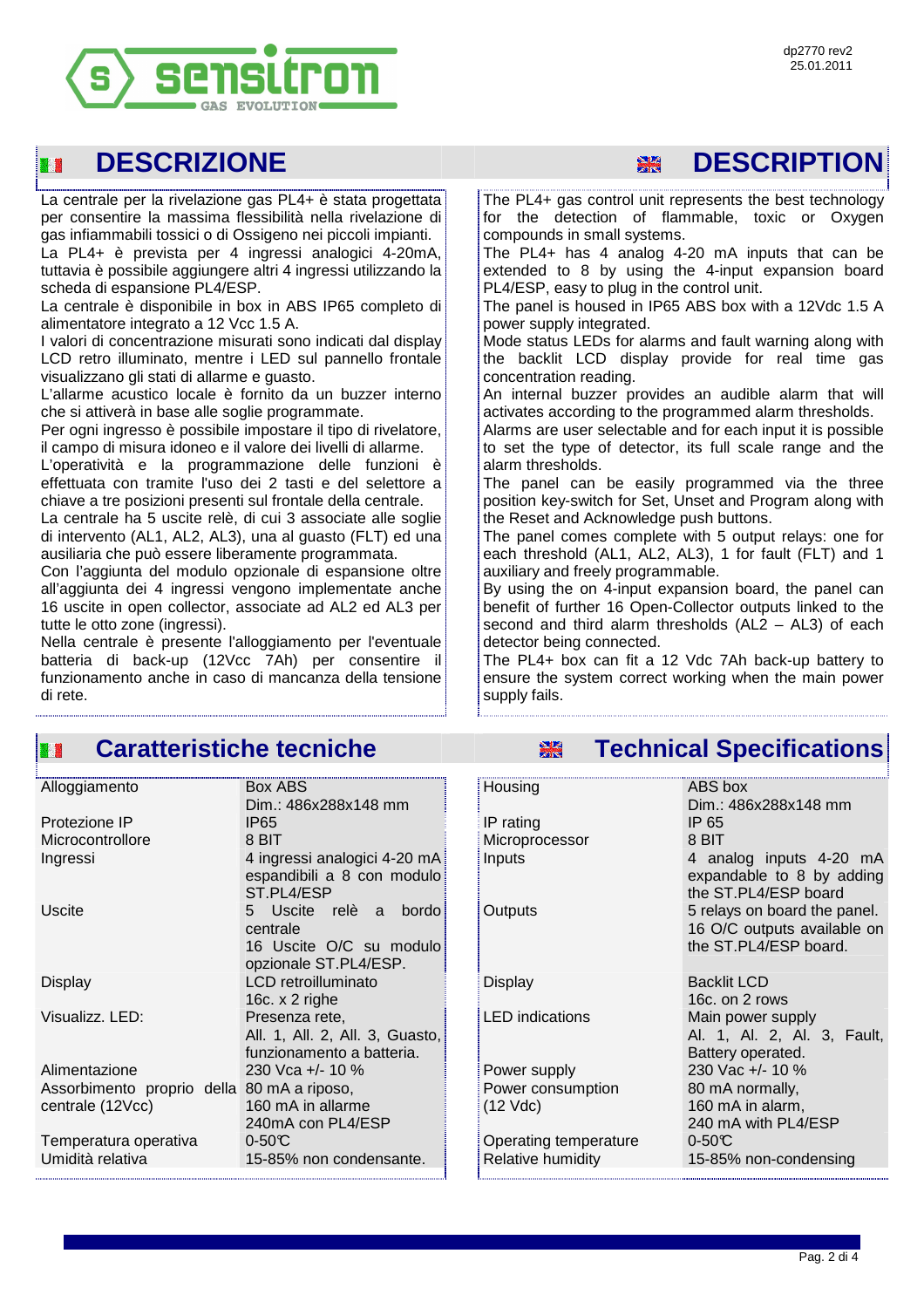## DESCRIZIONE

La centrale per la rivelazione gas PL4+ è stata progettata per consentire la massima flessibilità nella rivelazione di gas infiammabili tossici o di Ossigeno nei piccoli impianti.
La PL4+ è prevista per 4 ingressi analogici 4-20mA, tuttavia è possibile aggiungere altri 4 ingressi utilizzando la scheda di espansione PL4/ESP.
La centrale è disponibile in box in ABS IP65 completo di alimentatore integrato a 12 Vcc 1.5 A.
I valori di concentrazione misurati sono indicati dal display LCD retro illuminato, mentre i LED sul pannello frontale visualizzano gli stati di allarme e guasto.
L'allarme acustico locale è fornito da un buzzer interno che si attiverà in base alle soglie programmate.
Per ogni ingresso è possibile impostare il tipo di rivelatore, il campo di misura idoneo e il valore dei livelli di allarme.
L'operatività e la programmazione delle funzioni è effettuata con tramite l'uso dei 2 tasti e del selettore a chiave a tre posizioni presenti sul frontale della centrale.
La centrale ha 5 uscite relè, di cui 3 associate alle soglie di intervento (AL1, AL2, AL3), una al guasto (FLT) ed una ausiliaria che può essere liberamente programmata.
Con l'aggiunta del modulo opzionale di espansione oltre all'aggiunta dei 4 ingressi vengono implementate anche 16 uscite in open collector, associate ad AL2 ed AL3 per tutte le otto zone (ingressi).
Nella centrale è presente l'alloggiamento per l'eventuale batteria di back-up (12Vcc 7Ah) per consentire il funzionamento anche in caso di mancanza della tensione di rete.

## DESCRIPTION

The PL4+ gas control unit represents the best technology for the detection of flammable, toxic or Oxygen compounds in small systems.
The PL4+ has 4 analog 4-20 mA inputs that can be extended to 8 by using the 4-input expansion board PL4/ESP, easy to plug in the control unit.
The panel is housed in IP65 ABS box with a 12Vdc 1.5 A power supply integrated.
Mode status LEDs for alarms and fault warning along with the backlit LCD display provide for real time gas concentration reading.
An internal buzzer provides an audible alarm that will activates according to the programmed alarm thresholds.
Alarms are user selectable and for each input it is possible to set the type of detector, its full scale range and the alarm thresholds.
The panel can be easily programmed via the three position key-switch for Set, Unset and Program along with the Reset and Acknowledge push buttons.
The panel comes complete with 5 output relays: one for each threshold (AL1, AL2, AL3), 1 for fault (FLT) and 1 auxiliary and freely programmable.
By using the on 4-input expansion board, the panel can benefit of further 16 Open-Collector outputs linked to the second and third alarm thresholds (AL2 – AL3) of each detector being connected.
The PL4+ box can fit a 12 Vdc 7Ah back-up battery to ensure the system correct working when the main power supply fails.

## Caratteristiche tecniche

| | |
|---|---|
| Alloggiamento | Box ABS<br>Dim.: 486x288x148 mm |
| Protezione IP | IP65 |
| Microcontrollore | 8 BIT |
| Ingressi | 4 ingressi analogici 4-20 mA espandibili a 8 con modulo ST.PL4/ESP |
| Uscite | 5 Uscite relè a bordo centrale<br>16 Uscite O/C su modulo opzionale ST.PL4/ESP. |
| Display | LCD retroilluminato<br>16c. x 2 righe |
| Visualizz. LED: | Presenza rete,<br>All. 1, All. 2, All. 3, Guasto, funzionamento a batteria. |
| Alimentazione | 230 Vca +/- 10 % |
| Assorbimento proprio della centrale (12Vcc) | 80 mA a riposo,<br>160 mA in allarme<br>240mA con PL4/ESP |
| Temperatura operativa | 0-50℃ |
| Umidità relativa | 15-85% non condensante. |

## Technical Specifications

| | |
|---|---|
| Housing | ABS box<br>Dim.: 486x288x148 mm |
| IP rating | IP 65 |
| Microprocessor | 8 BIT |
| Inputs | 4 analog inputs 4-20 mA expandable to 8 by adding the ST.PL4/ESP board |
| Outputs | 5 relays on board the panel.<br>16 O/C outputs available on the ST.PL4/ESP board. |
| Display | Backlit LCD<br>16c. on 2 rows |
| LED indications | Main power supply<br>Al. 1, Al. 2, Al. 3, Fault, Battery operated. |
| Power supply | 230 Vac +/- 10 % |
| Power consumption (12 Vdc) | 80 mA normally,<br>160 mA in alarm,<br>240 mA with PL4/ESP |
| Operating temperature | 0-50℃ |
| Relative humidity | 15-85% non-condensing |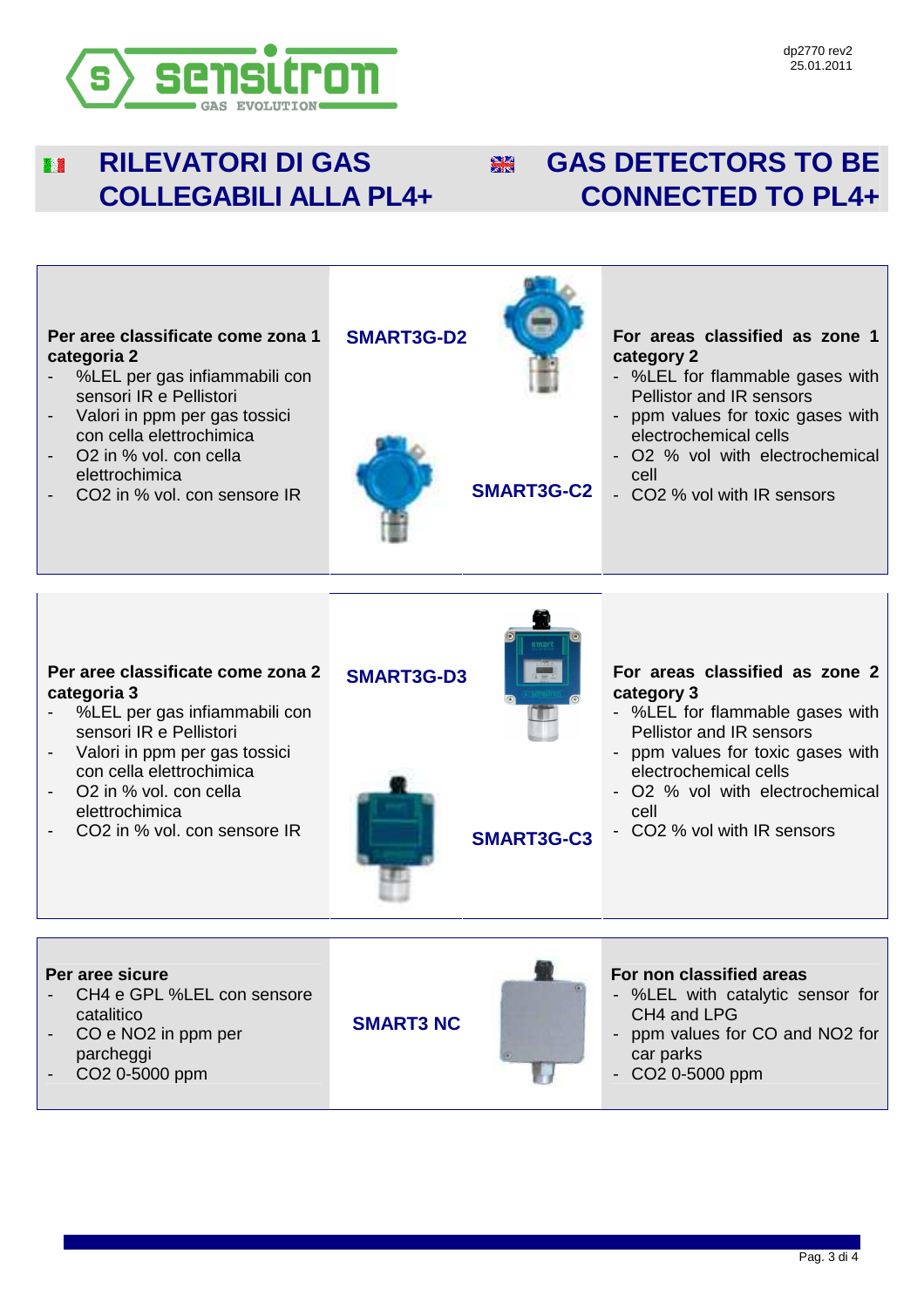# RILEVATORI DI GAS COLLEGABILI ALLA PL4+

# GAS DETECTORS TO BE CONNECTED TO PL4+

**Per aree classificate come zona 1 categoria 2**

- %LEL per gas infiammabili con sensori IR e Pellistori
- Valori in ppm per gas tossici con cella elettrochimica
- $O_2$ in % vol. con cella elettrochimica
- $CO_2$ in % vol. con sensore IR

**SMART3G-D2**

**SMART3G-C2**

**For areas classified as zone 1 category 2**

- %LEL for flammable gases with Pellistor and IR sensors
- ppm values for toxic gases with electrochemical cells
- $O_2$ % vol with electrochemical cell
- $CO_2$ % vol with IR sensors

**Per aree classificate come zona 2 categoria 3**

- %LEL per gas infiammabili con sensori IR e Pellistori
- Valori in ppm per gas tossici con cella elettrochimica
- $O_2$ in % vol. con cella elettrochimica
- $CO_2$ in % vol. con sensore IR

**SMART3G-D3**

**SMART3G-C3**

**For areas classified as zone 2 category 3**

- %LEL for flammable gases with Pellistor and IR sensors
- ppm values for toxic gases with electrochemical cells
- $O_2$ % vol with electrochemical cell
- $CO_2$ % vol with IR sensors

**Per aree sicure**

- $CH_4$ e GPL %LEL con sensore catalitico
- CO e $NO_2$ in ppm per parcheggi
- $CO_2$ 0-5000 ppm

**SMART3 NC**

**For non classified areas**

- %LEL with catalytic sensor for $CH_4$ and LPG
- ppm values for CO and $NO_2$ for car parks
- $CO_2$ 0-5000 ppm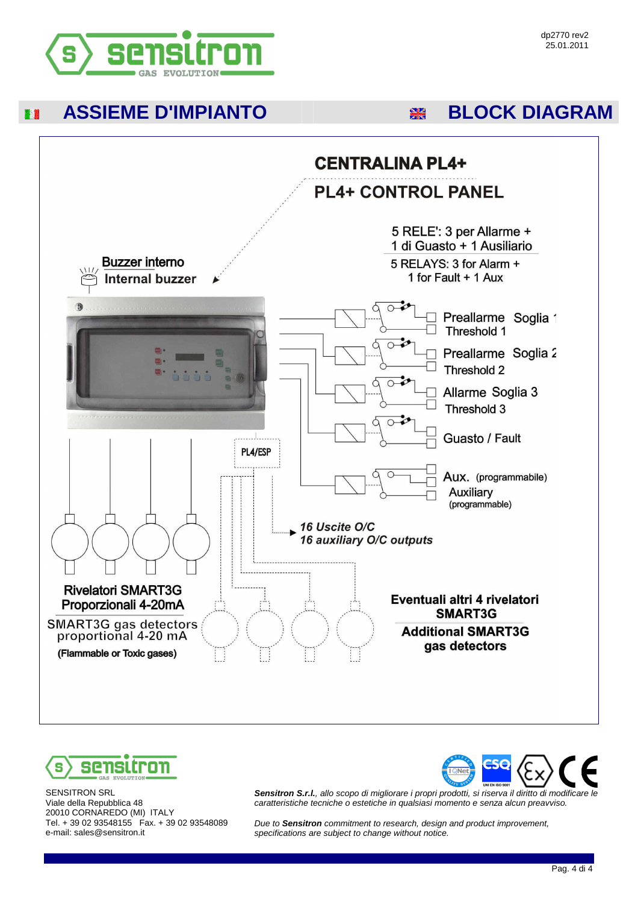# ASSIEME D'IMPIANTO

# BLOCK DIAGRAM

CENTRALINA PL4+

PL4+ CONTROL PANEL

5 RELE': 3 per Allarme + 1 di Guasto + 1 Ausiliario

5 RELAYS: 3 for Alarm + 1 for Fault + 1 Aux

Buzzer interno

Internal buzzer

Preallarme Soglia 1

Threshold 1

Preallarme Soglia 2

Threshold 2

Allarme Soglia 3

Threshold 3

Guasto / Fault

Aux. (programmabile)

Auxiliary (programmable)

PL4/ESP

16 Uscite O/C

16 auxiliary O/C outputs

Rivelatori SMART3G Proporzionali 4-20mA

SMART3G gas detectors proportional 4-20 mA

(Flammable or Toxic gases)

Eventuali altri 4 rivelatori SMART3G

Additional SMART3G gas detectors

SENSITRON SRL
Viale della Repubblica 48
20010 CORNAREDO (MI) ITALY
Tel. + 39 02 93548155 Fax. + 39 02 93548089
e-mail: sales@sensitron.it

*Sensitron S.r.l., allo scopo di migliorare i propri prodotti, si riserva il diritto di modificare le caratteristiche tecniche o estetiche in qualsiasi momento e senza alcun preavviso.*

*Due to **Sensitron** commitment to research, design and product improvement, specifications are subject to change without notice.*